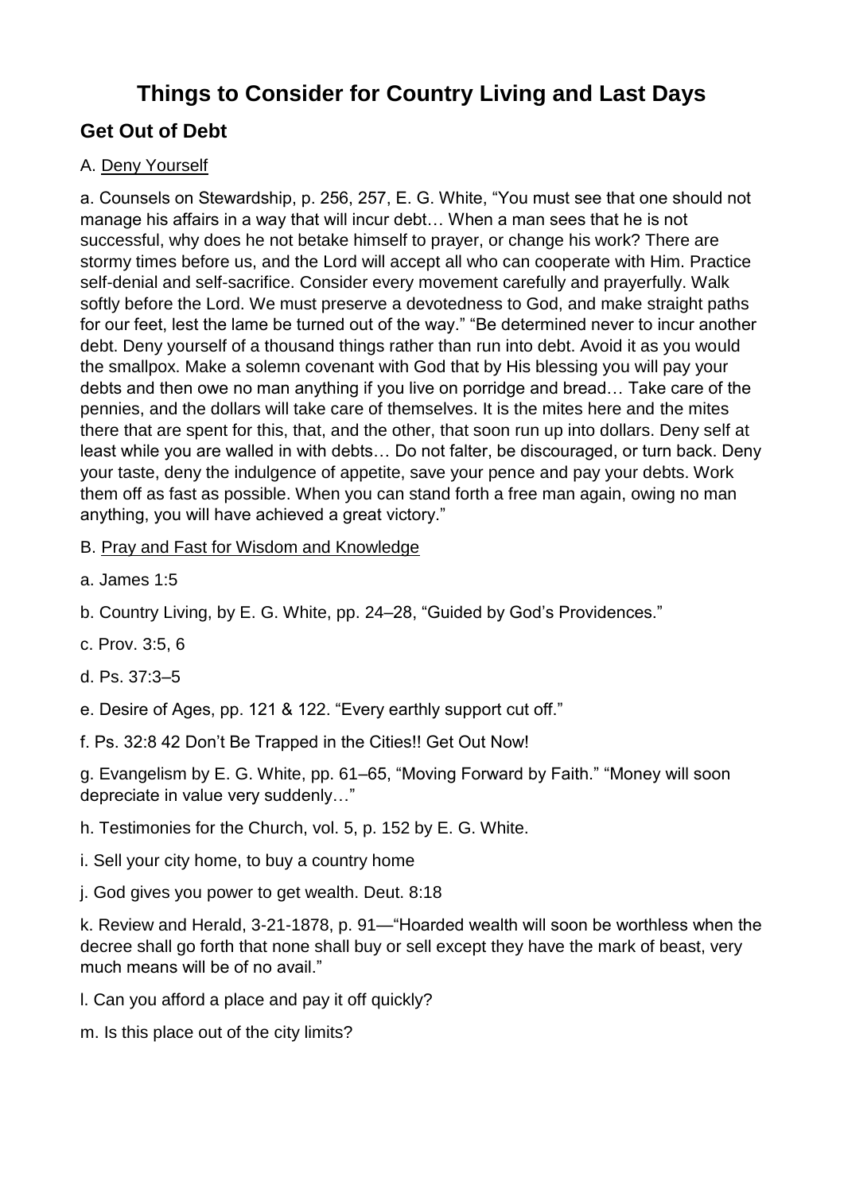# Things to Consider for Country Living and Last Days

## Get Out of Debt

A. <u>Deny Yourself</u>

a. Counsels on Stewardship, p. 256, 257, E. G. White, "You must see that one should not manage his affairs in a way that will incur debt… When a man sees that he is not successful, why does he not betake himself to prayer, or change his work? There are stormy times before us, and the Lord will accept all who can cooperate with Him. Practice self-denial and self-sacrifice. Consider every movement carefully and prayerfully. Walk softly before the Lord. We must preserve a devotedness to God, and make straight paths for our feet, lest the lame be turned out of the way." "Be determined never to incur another debt. Deny yourself of a thousand things rather than run into debt. Avoid it as you would the smallpox. Make a solemn covenant with God that by His blessing you will pay your debts and then owe no man anything if you live on porridge and bread… Take care of the pennies, and the dollars will take care of themselves. It is the mites here and the mites there that are spent for this, that, and the other, that soon run up into dollars. Deny self at least while you are walled in with debts… Do not falter, be discouraged, or turn back. Deny your taste, deny the indulgence of appetite, save your pence and pay your debts. Work them off as fast as possible. When you can stand forth a free man again, owing no man anything, you will have achieved a great victory."

B. <u>Pray and Fast for Wisdom and Knowledge</u>

a. James 1:5

b. Country Living, by E. G. White, pp. 24–28, "Guided by God's Providences."

c. Prov. 3:5, 6

d. Ps. 37:3–5

e. Desire of Ages, pp. 121 & 122. "Every earthly support cut off."

f. Ps. 32:8 42 Don't Be Trapped in the Cities!! Get Out Now!

g. Evangelism by E. G. White, pp. 61–65, "Moving Forward by Faith." "Money will soon depreciate in value very suddenly…"

h. Testimonies for the Church, vol. 5, p. 152 by E. G. White.

i. Sell your city home, to buy a country home

j. God gives you power to get wealth. Deut. 8:18

k. Review and Herald, 3-21-1878, p. 91—"Hoarded wealth will soon be worthless when the decree shall go forth that none shall buy or sell except they have the mark of beast, very much means will be of no avail."

l. Can you afford a place and pay it off quickly?

m. Is this place out of the city limits?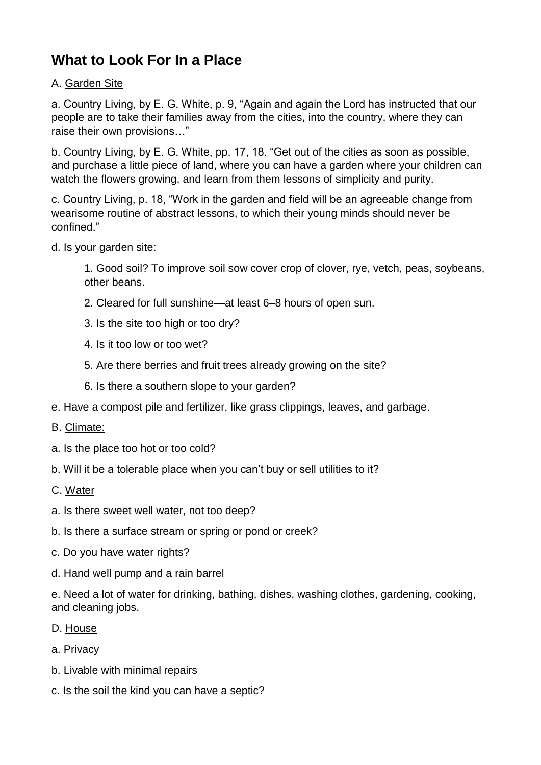# What to Look For In a Place

A. <u>Garden Site</u>

a. Country Living, by E. G. White, p. 9, "Again and again the Lord has instructed that our people are to take their families away from the cities, into the country, where they can raise their own provisions…"

b. Country Living, by E. G. White, pp. 17, 18. "Get out of the cities as soon as possible, and purchase a little piece of land, where you can have a garden where your children can watch the flowers growing, and learn from them lessons of simplicity and purity.

c. Country Living, p. 18, "Work in the garden and field will be an agreeable change from wearisome routine of abstract lessons, to which their young minds should never be confined."

d. Is your garden site:

> 1. Good soil? To improve soil sow cover crop of clover, rye, vetch, peas, soybeans, other beans.
>
> 2. Cleared for full sunshine—at least 6–8 hours of open sun.
>
> 3. Is the site too high or too dry?
>
> 4. Is it too low or too wet?
>
> 5. Are there berries and fruit trees already growing on the site?
>
> 6. Is there a southern slope to your garden?

e. Have a compost pile and fertilizer, like grass clippings, leaves, and garbage.

B. <u>Climate:</u>

a. Is the place too hot or too cold?

b. Will it be a tolerable place when you can't buy or sell utilities to it?

C. <u>Water</u>

a. Is there sweet well water, not too deep?

b. Is there a surface stream or spring or pond or creek?

c. Do you have water rights?

d. Hand well pump and a rain barrel

e. Need a lot of water for drinking, bathing, dishes, washing clothes, gardening, cooking, and cleaning jobs.

D. <u>House</u>

a. Privacy

b. Livable with minimal repairs

c. Is the soil the kind you can have a septic?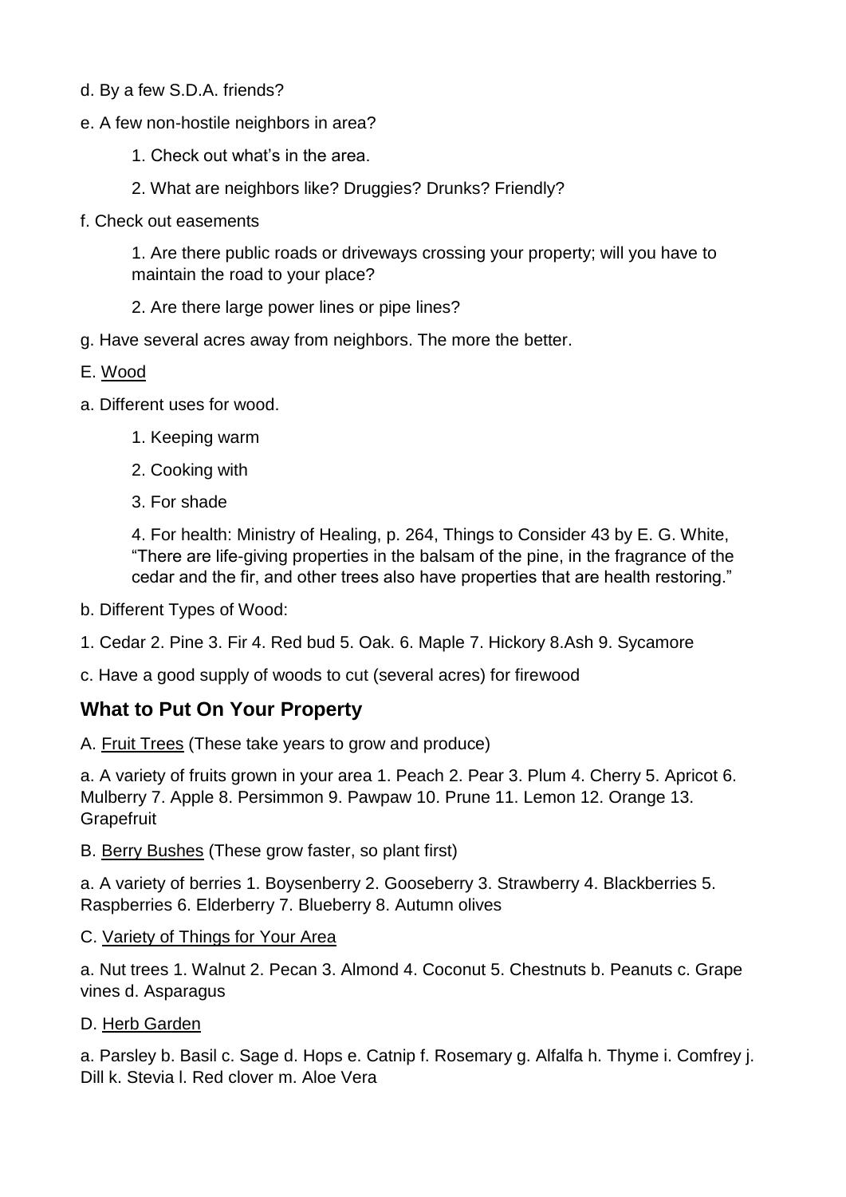d. By a few S.D.A. friends?

e. A few non-hostile neighbors in area?

1. Check out what's in the area.

2. What are neighbors like? Druggies? Drunks? Friendly?

f. Check out easements

1. Are there public roads or driveways crossing your property; will you have to maintain the road to your place?

2. Are there large power lines or pipe lines?

g. Have several acres away from neighbors. The more the better.

E. <u>Wood</u>

a. Different uses for wood.

1. Keeping warm

2. Cooking with

3. For shade

4. For health: Ministry of Healing, p. 264, Things to Consider 43 by E. G. White, "There are life-giving properties in the balsam of the pine, in the fragrance of the cedar and the fir, and other trees also have properties that are health restoring."

b. Different Types of Wood:

1. Cedar 2. Pine 3. Fir 4. Red bud 5. Oak. 6. Maple 7. Hickory 8.Ash 9. Sycamore

c. Have a good supply of woods to cut (several acres) for firewood

## What to Put On Your Property

A. <u>Fruit Trees</u> (These take years to grow and produce)

a. A variety of fruits grown in your area 1. Peach 2. Pear 3. Plum 4. Cherry 5. Apricot 6. Mulberry 7. Apple 8. Persimmon 9. Pawpaw 10. Prune 11. Lemon 12. Orange 13. Grapefruit

B. <u>Berry Bushes</u> (These grow faster, so plant first)

a. A variety of berries 1. Boysenberry 2. Gooseberry 3. Strawberry 4. Blackberries 5. Raspberries 6. Elderberry 7. Blueberry 8. Autumn olives

C. <u>Variety of Things for Your Area</u>

a. Nut trees 1. Walnut 2. Pecan 3. Almond 4. Coconut 5. Chestnuts b. Peanuts c. Grape vines d. Asparagus

D. <u>Herb Garden</u>

a. Parsley b. Basil c. Sage d. Hops e. Catnip f. Rosemary g. Alfalfa h. Thyme i. Comfrey j. Dill k. Stevia l. Red clover m. Aloe Vera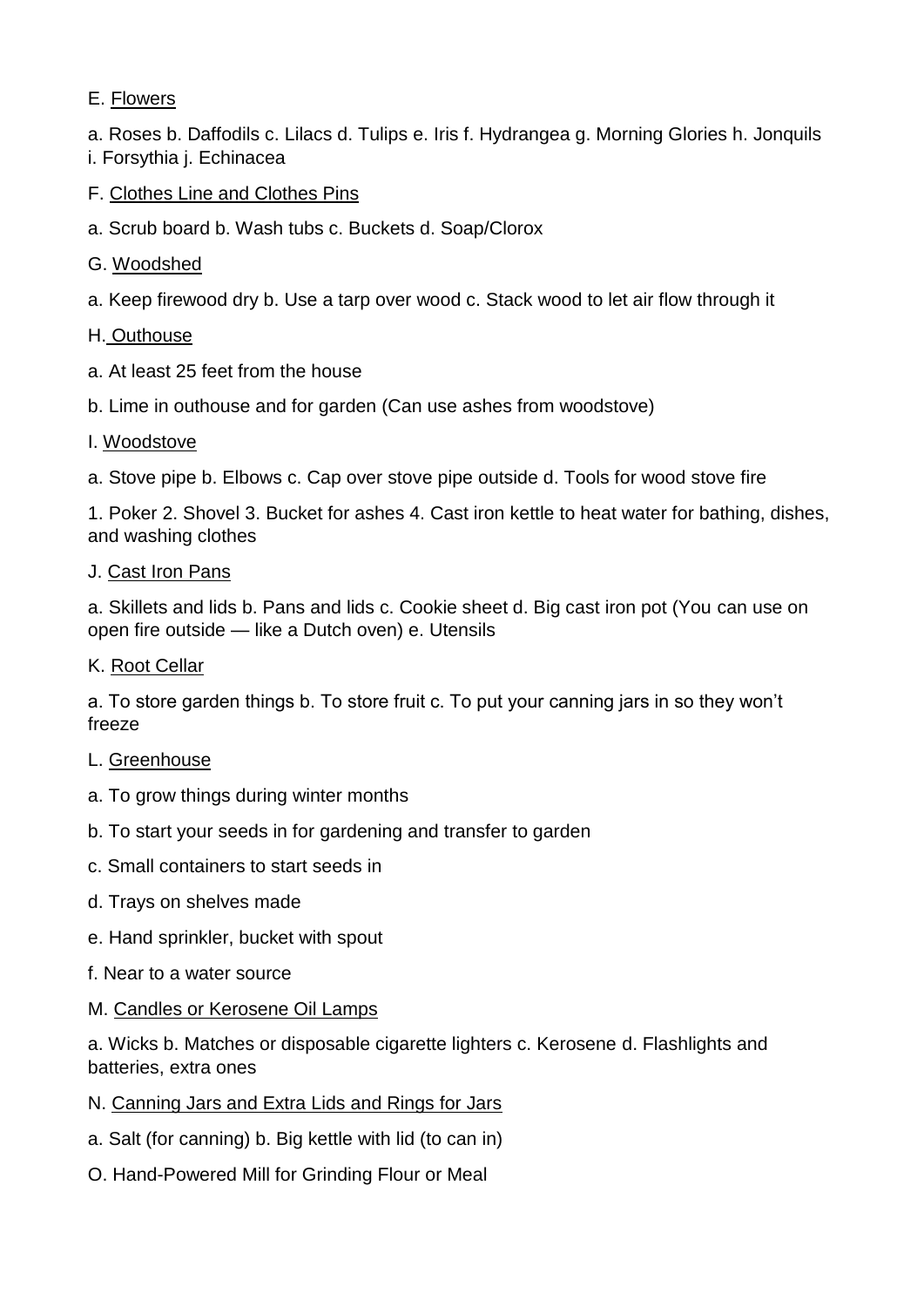E. <u>Flowers</u>

a. Roses b. Daffodils c. Lilacs d. Tulips e. Iris f. Hydrangea g. Morning Glories h. Jonquils i. Forsythia j. Echinacea

F. <u>Clothes Line and Clothes Pins</u>

a. Scrub board b. Wash tubs c. Buckets d. Soap/Clorox

G. <u>Woodshed</u>

a. Keep firewood dry b. Use a tarp over wood c. Stack wood to let air flow through it

H. <u>Outhouse</u>

a. At least 25 feet from the house

b. Lime in outhouse and for garden (Can use ashes from woodstove)

I. <u>Woodstove</u>

a. Stove pipe b. Elbows c. Cap over stove pipe outside d. Tools for wood stove fire

1. Poker 2. Shovel 3. Bucket for ashes 4. Cast iron kettle to heat water for bathing, dishes, and washing clothes

J. <u>Cast Iron Pans</u>

a. Skillets and lids b. Pans and lids c. Cookie sheet d. Big cast iron pot (You can use on open fire outside — like a Dutch oven) e. Utensils

K. <u>Root Cellar</u>

a. To store garden things b. To store fruit c. To put your canning jars in so they won't freeze

L. <u>Greenhouse</u>

a. To grow things during winter months

b. To start your seeds in for gardening and transfer to garden

c. Small containers to start seeds in

d. Trays on shelves made

e. Hand sprinkler, bucket with spout

f. Near to a water source

M. <u>Candles or Kerosene Oil Lamps</u>

a. Wicks b. Matches or disposable cigarette lighters c. Kerosene d. Flashlights and batteries, extra ones

N. <u>Canning Jars and Extra Lids and Rings for Jars</u>

a. Salt (for canning) b. Big kettle with lid (to can in)

O. Hand-Powered Mill for Grinding Flour or Meal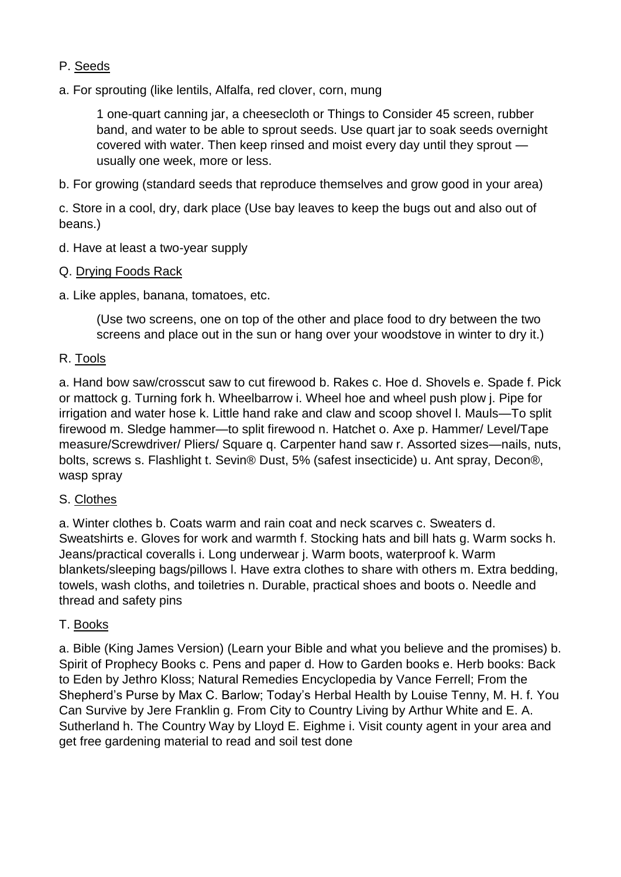P. <u>Seeds</u>

a. For sprouting (like lentils, Alfalfa, red clover, corn, mung

> 1 one-quart canning jar, a cheesecloth or Things to Consider 45 screen, rubber band, and water to be able to sprout seeds. Use quart jar to soak seeds overnight covered with water. Then keep rinsed and moist every day until they sprout — usually one week, more or less.

b. For growing (standard seeds that reproduce themselves and grow good in your area)

c. Store in a cool, dry, dark place (Use bay leaves to keep the bugs out and also out of beans.)

d. Have at least a two-year supply

Q. <u>Drying Foods Rack</u>

a. Like apples, banana, tomatoes, etc.

> (Use two screens, one on top of the other and place food to dry between the two screens and place out in the sun or hang over your woodstove in winter to dry it.)

R. <u>Tools</u>

a. Hand bow saw/crosscut saw to cut firewood b. Rakes c. Hoe d. Shovels e. Spade f. Pick or mattock g. Turning fork h. Wheelbarrow i. Wheel hoe and wheel push plow j. Pipe for irrigation and water hose k. Little hand rake and claw and scoop shovel l. Mauls—To split firewood m. Sledge hammer—to split firewood n. Hatchet o. Axe p. Hammer/ Level/Tape measure/Screwdriver/ Pliers/ Square q. Carpenter hand saw r. Assorted sizes—nails, nuts, bolts, screws s. Flashlight t. Sevin® Dust, 5% (safest insecticide) u. Ant spray, Decon®, wasp spray

S. <u>Clothes</u>

a. Winter clothes b. Coats warm and rain coat and neck scarves c. Sweaters d. Sweatshirts e. Gloves for work and warmth f. Stocking hats and bill hats g. Warm socks h. Jeans/practical coveralls i. Long underwear j. Warm boots, waterproof k. Warm blankets/sleeping bags/pillows l. Have extra clothes to share with others m. Extra bedding, towels, wash cloths, and toiletries n. Durable, practical shoes and boots o. Needle and thread and safety pins

T. <u>Books</u>

a. Bible (King James Version) (Learn your Bible and what you believe and the promises) b. Spirit of Prophecy Books c. Pens and paper d. How to Garden books e. Herb books: Back to Eden by Jethro Kloss; Natural Remedies Encyclopedia by Vance Ferrell; From the Shepherd's Purse by Max C. Barlow; Today's Herbal Health by Louise Tenny, M. H. f. You Can Survive by Jere Franklin g. From City to Country Living by Arthur White and E. A. Sutherland h. The Country Way by Lloyd E. Eighme i. Visit county agent in your area and get free gardening material to read and soil test done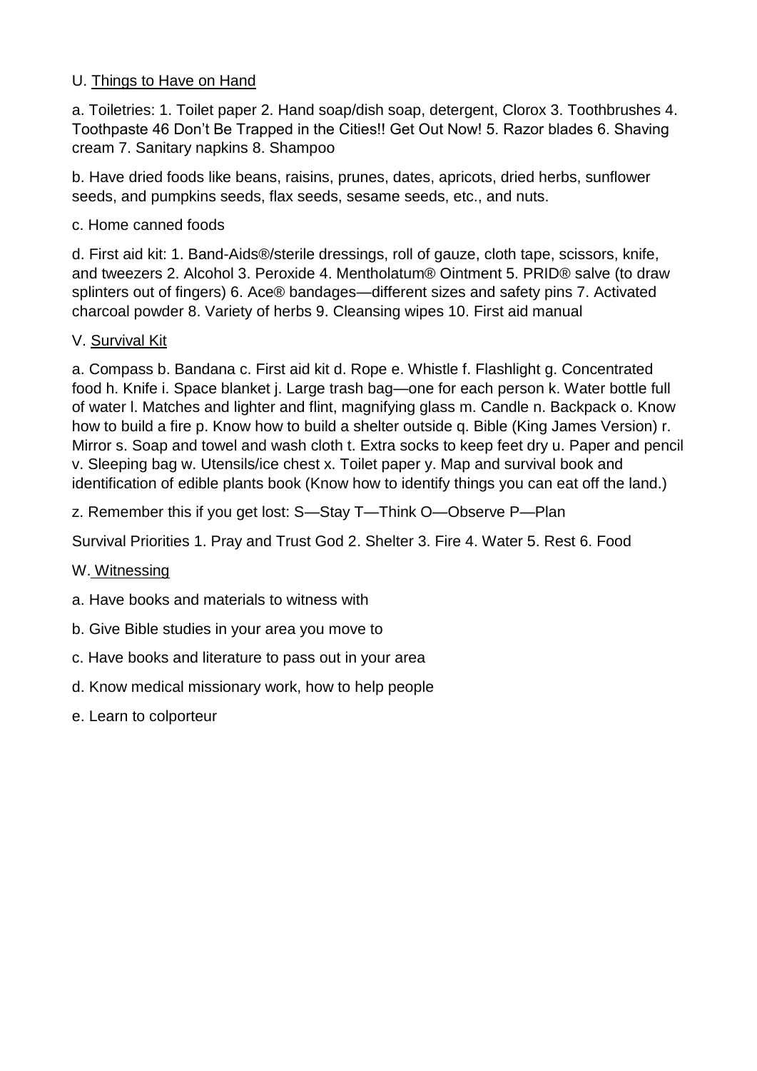U. <u>Things to Have on Hand</u>

a. Toiletries: 1. Toilet paper 2. Hand soap/dish soap, detergent, Clorox 3. Toothbrushes 4. Toothpaste 46 Don't Be Trapped in the Cities!! Get Out Now! 5. Razor blades 6. Shaving cream 7. Sanitary napkins 8. Shampoo

b. Have dried foods like beans, raisins, prunes, dates, apricots, dried herbs, sunflower seeds, and pumpkins seeds, flax seeds, sesame seeds, etc., and nuts.

c. Home canned foods

d. First aid kit: 1. Band-Aids®/sterile dressings, roll of gauze, cloth tape, scissors, knife, and tweezers 2. Alcohol 3. Peroxide 4. Mentholatum® Ointment 5. PRID® salve (to draw splinters out of fingers) 6. Ace® bandages—different sizes and safety pins 7. Activated charcoal powder 8. Variety of herbs 9. Cleansing wipes 10. First aid manual

V. <u>Survival Kit</u>

a. Compass b. Bandana c. First aid kit d. Rope e. Whistle f. Flashlight g. Concentrated food h. Knife i. Space blanket j. Large trash bag—one for each person k. Water bottle full of water l. Matches and lighter and flint, magnifying glass m. Candle n. Backpack o. Know how to build a fire p. Know how to build a shelter outside q. Bible (King James Version) r. Mirror s. Soap and towel and wash cloth t. Extra socks to keep feet dry u. Paper and pencil v. Sleeping bag w. Utensils/ice chest x. Toilet paper y. Map and survival book and identification of edible plants book (Know how to identify things you can eat off the land.)

z. Remember this if you get lost: S—Stay T—Think O—Observe P—Plan

Survival Priorities 1. Pray and Trust God 2. Shelter 3. Fire 4. Water 5. Rest 6. Food

W. <u>Witnessing</u>

a. Have books and materials to witness with

b. Give Bible studies in your area you move to

c. Have books and literature to pass out in your area

d. Know medical missionary work, how to help people

e. Learn to colporteur